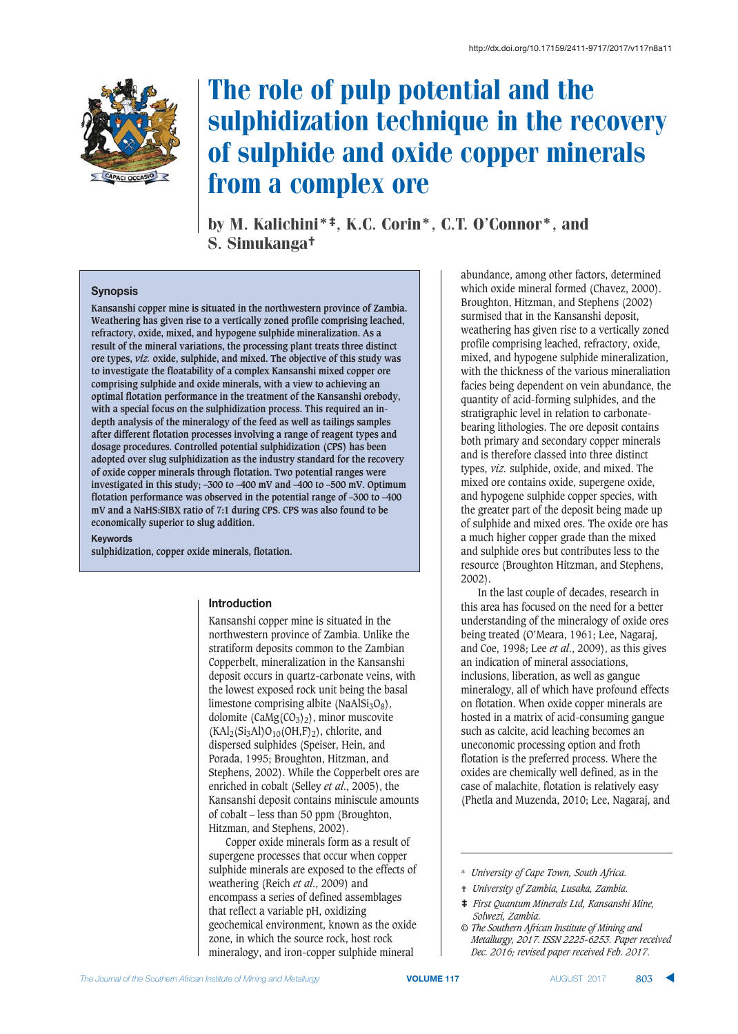http://dx.doi.org/10.17159/2411-9717/2017/v117n8a11

# The role of pulp potential and the sulphidization technique in the recovery of sulphide and oxide copper minerals from a complex ore

by M. Kalichini*‡, K.C. Corin*, C.T. O'Connor*, and S. Simukanga†

## Synopsis

**Kansanshi copper mine is situated in the northwestern province of Zambia. Weathering has given rise to a vertically zoned profile comprising leached, refractory, oxide, mixed, and hypogene sulphide mineralization. As a result of the mineral variations, the processing plant treats three distinct ore types, *viz.* oxide, sulphide, and mixed. The objective of this study was to investigate the floatability of a complex Kansanshi mixed copper ore comprising sulphide and oxide minerals, with a view to achieving an optimal flotation performance in the treatment of the Kansanshi orebody, with a special focus on the sulphidization process. This required an in-depth analysis of the mineralogy of the feed as well as tailings samples after different flotation processes involving a range of reagent types and dosage procedures. Controlled potential sulphidization (CPS) has been adopted over slug sulphidization as the industry standard for the recovery of oxide copper minerals through flotation. Two potential ranges were investigated in this study; –300 to –400 mV and –400 to –500 mV. Optimum flotation performance was observed in the potential range of –300 to –400 mV and a NaHS:SIBX ratio of 7:1 during CPS. CPS was also found to be economically superior to slug addition.**

**Keywords**

**sulphidization, copper oxide minerals, flotation.**

## Introduction

Kansanshi copper mine is situated in the northwestern province of Zambia. Unlike the stratiform deposits common to the Zambian Copperbelt, mineralization in the Kansanshi deposit occurs in quartz-carbonate veins, with the lowest exposed rock unit being the basal limestone comprising albite ($NaAlSi_3O_8$), dolomite ($CaMg(CO_3)_2$), minor muscovite ($KAl_2(Si_3Al)O_{10}(OH,F)_2$), chlorite, and dispersed sulphides (Speiser, Hein, and Porada, 1995; Broughton, Hitzman, and Stephens, 2002). While the Copperbelt ores are enriched in cobalt (Selley *et al.*, 2005), the Kansanshi deposit contains miniscule amounts of cobalt – less than 50 ppm (Broughton, Hitzman, and Stephens, 2002).

Copper oxide minerals form as a result of supergene processes that occur when copper sulphide minerals are exposed to the effects of weathering (Reich *et al.*, 2009) and encompass a series of defined assemblages that reflect a variable pH, oxidizing geochemical environment, known as the oxide zone, in which the source rock, host rock mineralogy, and iron-copper sulphide mineral abundance, among other factors, determined which oxide mineral formed (Chavez, 2000). Broughton, Hitzman, and Stephens (2002) surmised that in the Kansanshi deposit, weathering has given rise to a vertically zoned profile comprising leached, refractory, oxide, mixed, and hypogene sulphide mineralization, with the thickness of the various mineralization facies being dependent on vein abundance, the quantity of acid-forming sulphides, and the stratigraphic level in relation to carbonate-bearing lithologies. The ore deposit contains both primary and secondary copper minerals and is therefore classed into three distinct types, *viz.* sulphide, oxide, and mixed. The mixed ore contains oxide, supergene oxide, and hypogene sulphide copper species, with the greater part of the deposit being made up of sulphide and mixed ores. The oxide ore has a much higher copper grade than the mixed and sulphide ores but contributes less to the resource (Broughton Hitzman, and Stephens, 2002).

In the last couple of decades, research in this area has focused on the need for a better understanding of the mineralogy of oxide ores being treated (O'Meara, 1961; Lee, Nagaraj, and Coe, 1998; Lee *et al.*, 2009), as this gives an indication of mineral associations, inclusions, liberation, as well as gangue mineralogy, all of which have profound effects on flotation. When oxide copper minerals are hosted in a matrix of acid-consuming gangue such as calcite, acid leaching becomes an uneconomic processing option and froth flotation is the preferred process. Where the oxides are chemically well defined, as in the case of malachite, flotation is relatively easy (Phetla and Muzenda, 2010; Lee, Nagaraj, and

\* *University of Cape Town, South Africa.*

† *University of Zambia, Lusaka, Zambia.*

‡ *First Quantum Minerals Ltd, Kansanshi Mine, Solwezi, Zambia.*

© *The Southern African Institute of Mining and Metallurgy, 2017. ISSN 2225-6253. Paper received Dec. 2016; revised paper received Feb. 2017.*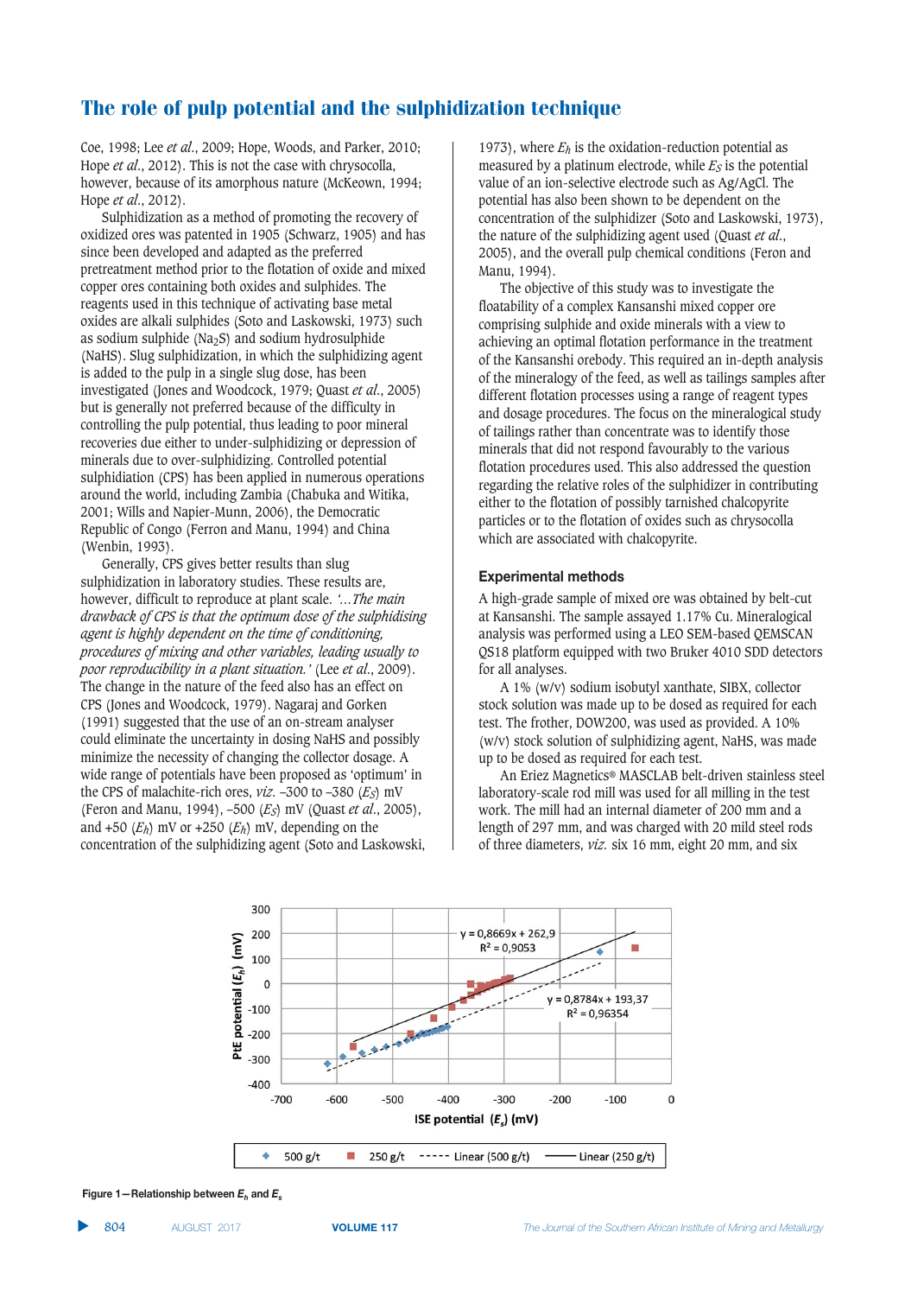Coe, 1998; Lee *et al*., 2009; Hope, Woods, and Parker, 2010; Hope *et al*., 2012). This is not the case with chrysocolla, however, because of its amorphous nature (McKeown, 1994; Hope *et al*., 2012).

Sulphidization as a method of promoting the recovery of oxidized ores was patented in 1905 (Schwarz, 1905) and has since been developed and adapted as the preferred pretreatment method prior to the flotation of oxide and mixed copper ores containing both oxides and sulphides. The reagents used in this technique of activating base metal oxides are alkali sulphides (Soto and Laskowski, 1973) such as sodium sulphide ($Na_2S$) and sodium hydrosulphide (NaHS). Slug sulphidization, in which the sulphidizing agent is added to the pulp in a single slug dose, has been investigated (Jones and Woodcock, 1979; Quast *et al*., 2005) but is generally not preferred because of the difficulty in controlling the pulp potential, thus leading to poor mineral recoveries due either to under-sulphidizing or depression of minerals due to over-sulphidizing. Controlled potential sulphidiation (CPS) has been applied in numerous operations around the world, including Zambia (Chabuka and Witika, 2001; Wills and Napier-Munn, 2006), the Democratic Republic of Congo (Ferron and Manu, 1994) and China (Wenbin, 1993).

Generally, CPS gives better results than slug sulphidization in laboratory studies. These results are, however, difficult to reproduce at plant scale. *'…The main drawback of CPS is that the optimum dose of the sulphidising agent is highly dependent on the time of conditioning, procedures of mixing and other variables, leading usually to poor reproducibility in a plant situation.'* (Lee *et al*., 2009). The change in the nature of the feed also has an effect on CPS (Jones and Woodcock, 1979). Nagaraj and Gorken (1991) suggested that the use of an on-stream analyser could eliminate the uncertainty in dosing NaHS and possibly minimize the necessity of changing the collector dosage. A wide range of potentials have been proposed as 'optimum' in the CPS of malachite-rich ores, *viz.* –300 to –380 ($E_S$) mV (Feron and Manu, 1994), –500 ($E_S$) mV (Quast *et al*., 2005), and +50 ($E_h$) mV or +250 ($E_h$) mV, depending on the concentration of the sulphidizing agent (Soto and Laskowski, 1973), where $E_h$ is the oxidation-reduction potential as measured by a platinum electrode, while $E_S$ is the potential value of an ion-selective electrode such as Ag/AgCl. The potential has also been shown to be dependent on the concentration of the sulphidizer (Soto and Laskowski, 1973), the nature of the sulphidizing agent used (Quast *et al*., 2005), and the overall pulp chemical conditions (Feron and Manu, 1994).

The objective of this study was to investigate the floatability of a complex Kansanshi mixed copper ore comprising sulphide and oxide minerals with a view to achieving an optimal flotation performance in the treatment of the Kansanshi orebody. This required an in-depth analysis of the mineralogy of the feed, as well as tailings samples after different flotation processes using a range of reagent types and dosage procedures. The focus on the mineralogical study of tailings rather than concentrate was to identify those minerals that did not respond favourably to the various flotation procedures used. This also addressed the question regarding the relative roles of the sulphidizer in contributing either to the flotation of possibly tarnished chalcopyrite particles or to the flotation of oxides such as chrysocolla which are associated with chalcopyrite.

## Experimental methods

A high-grade sample of mixed ore was obtained by belt-cut at Kansanshi. The sample assayed 1.17% Cu. Mineralogical analysis was performed using a LEO SEM-based QEMSCAN QS18 platform equipped with two Bruker 4010 SDD detectors for all analyses.

A 1% (w/v) sodium isobutyl xanthate, SIBX, collector stock solution was made up to be dosed as required for each test. The frother, DOW200, was used as provided. A 10% (w/v) stock solution of sulphidizing agent, NaHS, was made up to be dosed as required for each test.

An Eriez Magnetics® MASCLAB belt-driven stainless steel laboratory-scale rod mill was used for all milling in the test work. The mill had an internal diameter of 200 mm and a length of 297 mm, and was charged with 20 mild steel rods of three diameters, *viz.* six 16 mm, eight 20 mm, and six

Figure 1—Relationship between $E_h$ and $E_s$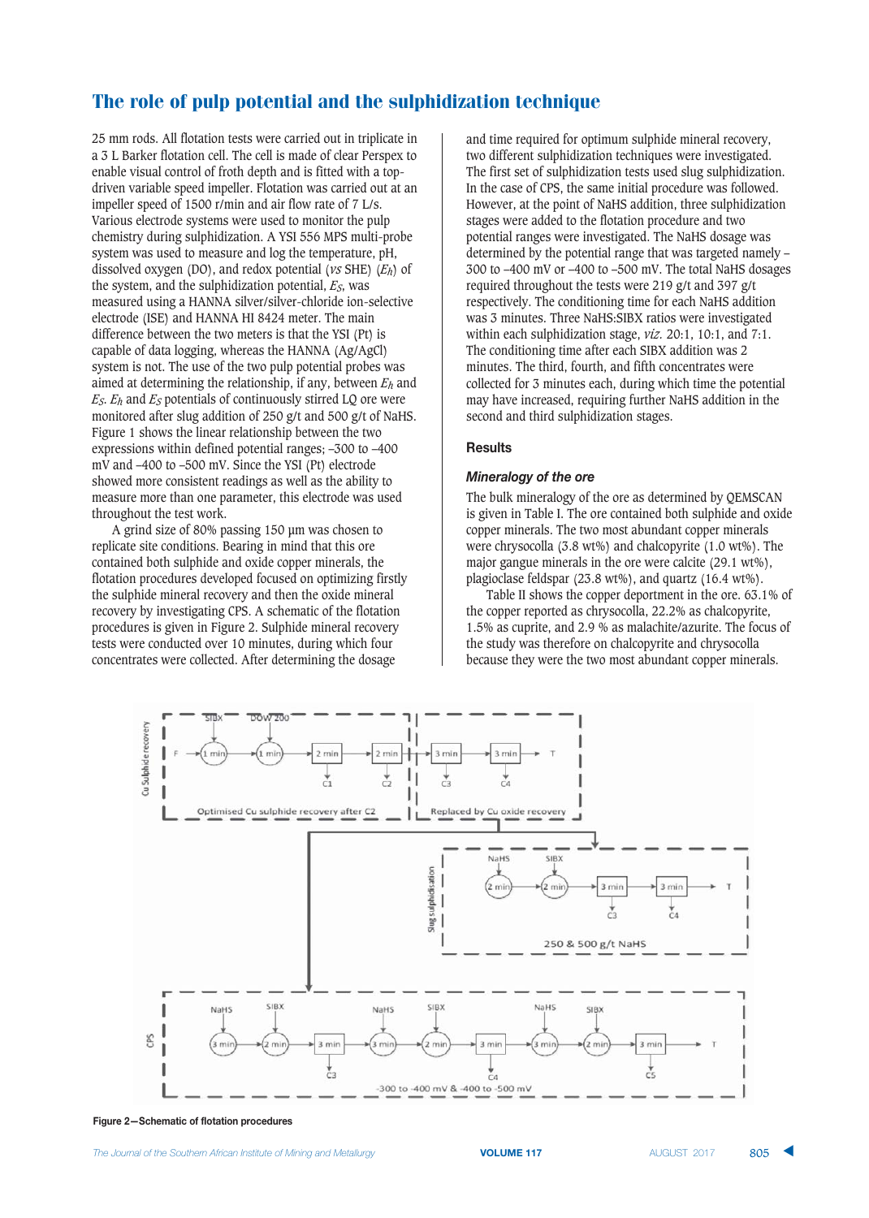25 mm rods. All flotation tests were carried out in triplicate in a 3 L Barker flotation cell. The cell is made of clear Perspex to enable visual control of froth depth and is fitted with a top-driven variable speed impeller. Flotation was carried out at an impeller speed of 1500 r/min and air flow rate of 7 L/s. Various electrode systems were used to monitor the pulp chemistry during sulphidization. A YSI 556 MPS multi-probe system was used to measure and log the temperature, pH, dissolved oxygen (DO), and redox potential (*vs* SHE) ($E_h$) of the system, and the sulphidization potential, $E_S$, was measured using a HANNA silver/silver-chloride ion-selective electrode (ISE) and HANNA HI 8424 meter. The main difference between the two meters is that the YSI (Pt) is capable of data logging, whereas the HANNA (Ag/AgCl) system is not. The use of the two pulp potential probes was aimed at determining the relationship, if any, between $E_h$ and $E_S$. $E_h$ and $E_S$ potentials of continuously stirred LQ ore were monitored after slug addition of 250 g/t and 500 g/t of NaHS. Figure 1 shows the linear relationship between the two expressions within defined potential ranges; –300 to –400 mV and –400 to –500 mV. Since the YSI (Pt) electrode showed more consistent readings as well as the ability to measure more than one parameter, this electrode was used throughout the test work.

A grind size of 80% passing 150 µm was chosen to replicate site conditions. Bearing in mind that this ore contained both sulphide and oxide copper minerals, the flotation procedures developed focused on optimizing firstly the sulphide mineral recovery and then the oxide mineral recovery by investigating CPS. A schematic of the flotation procedures is given in Figure 2. Sulphide mineral recovery tests were conducted over 10 minutes, during which four concentrates were collected. After determining the dosage and time required for optimum sulphide mineral recovery, two different sulphidization techniques were investigated. The first set of sulphidization tests used slug sulphidization. In the case of CPS, the same initial procedure was followed. However, at the point of NaHS addition, three sulphidization stages were added to the flotation procedure and two potential ranges were investigated. The NaHS dosage was determined by the potential range that was targeted namely –300 to –400 mV or –400 to –500 mV. The total NaHS dosages required throughout the tests were 219 g/t and 397 g/t respectively. The conditioning time for each NaHS addition was 3 minutes. Three NaHS:SIBX ratios were investigated within each sulphidization stage, *viz.* 20:1, 10:1, and 7:1. The conditioning time after each SIBX addition was 2 minutes. The third, fourth, and fifth concentrates were collected for 3 minutes each, during which time the potential may have increased, requiring further NaHS addition in the second and third sulphidization stages.

## Results

### *Mineralogy of the ore*

The bulk mineralogy of the ore as determined by QEMSCAN is given in Table I. The ore contained both sulphide and oxide copper minerals. The two most abundant copper minerals were chrysocolla (3.8 wt%) and chalcopyrite (1.0 wt%). The major gangue minerals in the ore were calcite (29.1 wt%), plagioclase feldspar (23.8 wt%), and quartz (16.4 wt%).

Table II shows the copper deportment in the ore. 63.1% of the copper reported as chrysocolla, 22.2% as chalcopyrite, 1.5% as cuprite, and 2.9 % as malachite/azurite. The focus of the study was therefore on chalcopyrite and chrysocolla because they were the two most abundant copper minerals.

**Figure 2—Schematic of flotation procedures**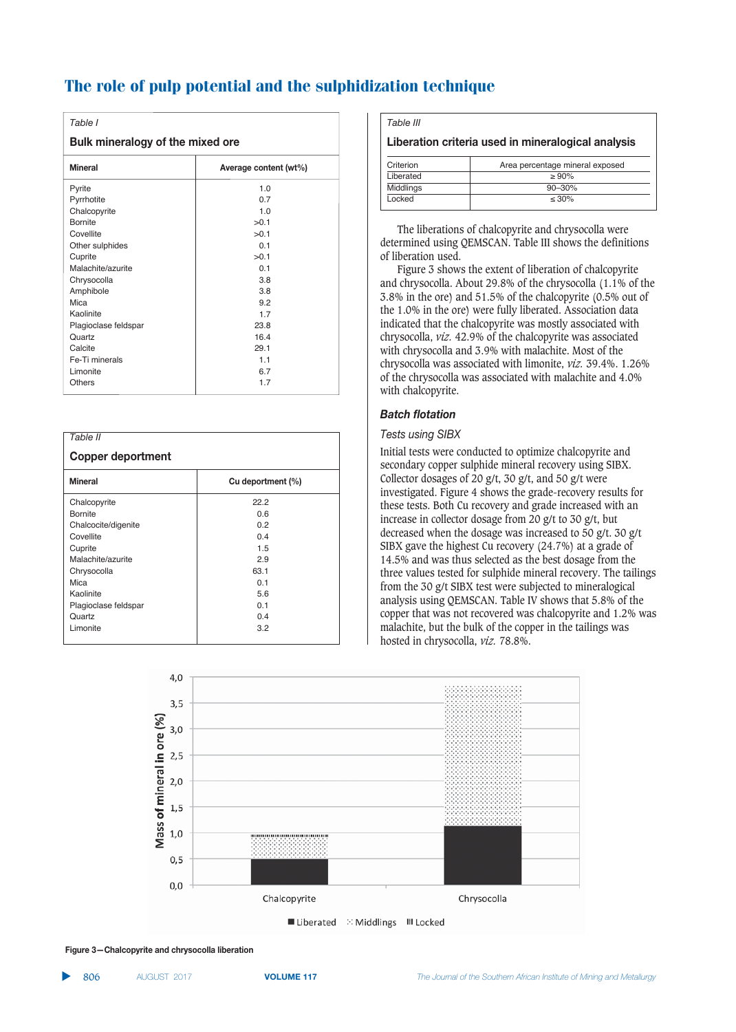Table I

**Bulk mineralogy of the mixed ore**

| Mineral | Average content (wt%) |
|---|---|
| Pyrite | 1.0 |
| Pyrrhotite | 0.7 |
| Chalcopyrite | 1.0 |
| Bornite | >0.1 |
| Covellite | >0.1 |
| Other sulphides | 0.1 |
| Cuprite | >0.1 |
| Malachite/azurite | 0.1 |
| Chrysocolla | 3.8 |
| Amphibole | 3.8 |
| Mica | 9.2 |
| Kaolinite | 1.7 |
| Plagioclase feldspar | 23.8 |
| Quartz | 16.4 |
| Calcite | 29.1 |
| Fe-Ti minerals | 1.1 |
| Limonite | 6.7 |
| Others | 1.7 |

Table II

**Copper deportment**

| Mineral | Cu deportment (%) |
|---|---|
| Chalcopyrite | 22.2 |
| Bornite | 0.6 |
| Chalcocite/digenite | 0.2 |
| Covellite | 0.4 |
| Cuprite | 1.5 |
| Malachite/azurite | 2.9 |
| Chrysocolla | 63.1 |
| Mica | 0.1 |
| Kaolinite | 5.6 |
| Plagioclase feldspar | 0.1 |
| Quartz | 0.4 |
| Limonite | 3.2 |

Table III

**Liberation criteria used in mineralogical analysis**

| Criterion | Area percentage mineral exposed |
|---|---|
| Liberated | ≥ 90% |
| Middlings | 90–30% |
| Locked | ≤ 30% |

The liberations of chalcopyrite and chrysocolla were determined using QEMSCAN. Table III shows the definitions of liberation used.

Figure 3 shows the extent of liberation of chalcopyrite and chrysocolla. About 29.8% of the chrysocolla (1.1% of the 3.8% in the ore) and 51.5% of the chalcopyrite (0.5% out of the 1.0% in the ore) were fully liberated. Association data indicated that the chalcopyrite was mostly associated with chrysocolla, *viz.* 42.9% of the chalcopyrite was associated with chrysocolla and 3.9% with malachite. Most of the chrysocolla was associated with limonite, *viz.* 39.4%. 1.26% of the chrysocolla was associated with malachite and 4.0% with chalcopyrite.

### Batch flotation

*Tests using SIBX*

Initial tests were conducted to optimize chalcopyrite and secondary copper sulphide mineral recovery using SIBX. Collector dosages of 20 g/t, 30 g/t, and 50 g/t were investigated. Figure 4 shows the grade-recovery results for these tests. Both Cu recovery and grade increased with an increase in collector dosage from 20 g/t to 30 g/t, but decreased when the dosage was increased to 50 g/t. 30 g/t SIBX gave the highest Cu recovery (24.7%) at a grade of 14.5% and was thus selected as the best dosage from the three values tested for sulphide mineral recovery. The tailings from the 30 g/t SIBX test were subjected to mineralogical analysis using QEMSCAN. Table IV shows that 5.8% of the copper that was not recovered was chalcopyrite and 1.2% was malachite, but the bulk of the copper in the tailings was hosted in chrysocolla, *viz.* 78.8%.

**Figure 3—Chalcopyrite and chrysocolla liberation**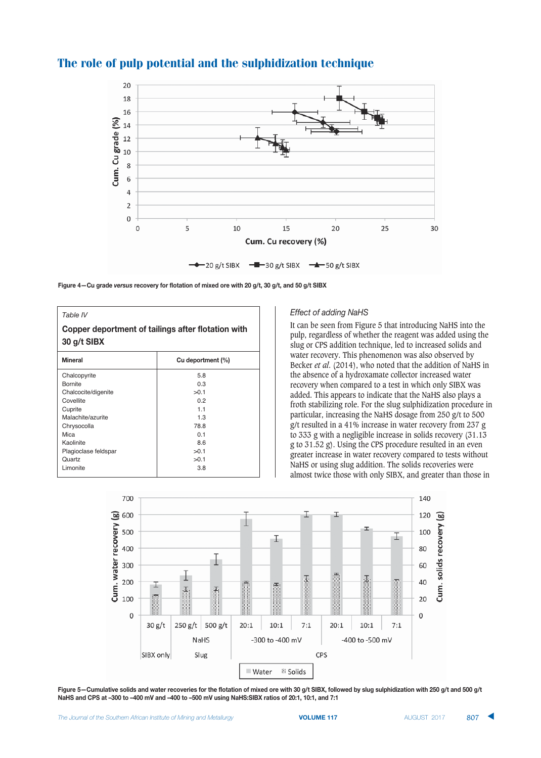## The role of pulp potential and the sulphidization technique

Figure 4—Cu grade *versus* recovery for flotation of mixed ore with 20 g/t, 30 g/t, and 50 g/t SIBX

Table IV

**Copper deportment of tailings after flotation with 30 g/t SIBX**

| Mineral | Cu deportment (%) |
|---|---|
| Chalcopyrite | 5.8 |
| Bornite | 0.3 |
| Chalcocite/digenite | >0.1 |
| Covellite | 0.2 |
| Cuprite | 1.1 |
| Malachite/azurite | 1.3 |
| Chrysocolla | 78.8 |
| Mica | 0.1 |
| Kaolinite | 8.6 |
| Plagioclase feldspar | >0.1 |
| Quartz | >0.1 |
| Limonite | 3.8 |

### *Effect of adding NaHS*

It can be seen from Figure 5 that introducing NaHS into the pulp, regardless of whether the reagent was added using the slug or CPS addition technique, led to increased solids and water recovery. This phenomenon was also observed by Becker *et al.* (2014), who noted that the addition of NaHS in the absence of a hydroxamate collector increased water recovery when compared to a test in which only SIBX was added. This appears to indicate that the NaHS also plays a froth stabilizing role. For the slug sulphidization procedure in particular, increasing the NaHS dosage from 250 g/t to 500 g/t resulted in a 41% increase in water recovery from 237 g to 333 g with a negligible increase in solids recovery (31.13 g to 31.52 g). Using the CPS procedure resulted in an even greater increase in water recovery compared to tests without NaHS or using slug addition. The solids recoveries were almost twice those with only SIBX, and greater than those in

Figure 5—Cumulative solids and water recoveries for the flotation of mixed ore with 30 g/t SIBX, followed by slug sulphidization with 250 g/t and 500 g/t NaHS and CPS at –300 to –400 mV and –400 to –500 mV using NaHS:SIBX ratios of 20:1, 10:1, and 7:1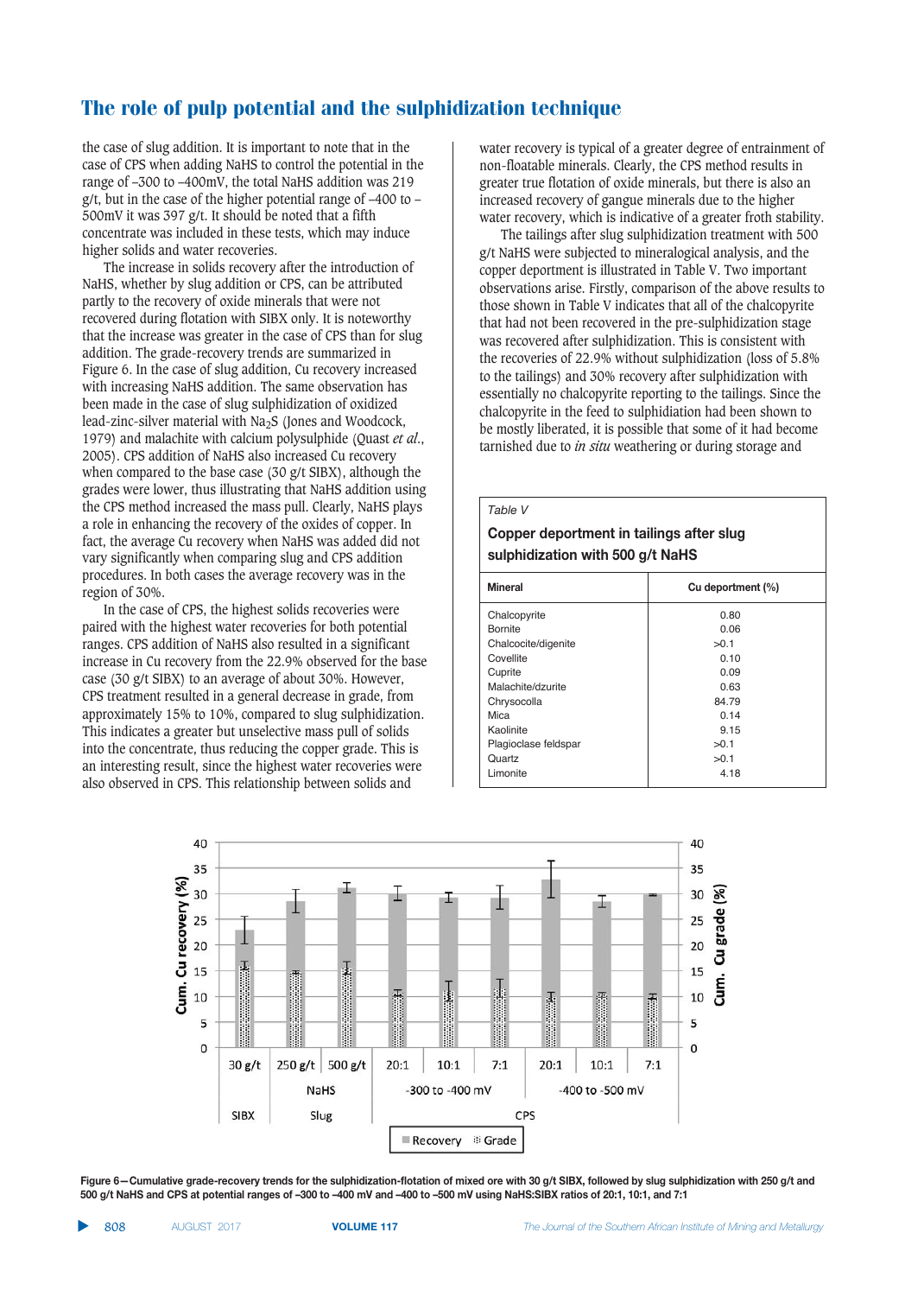the case of slug addition. It is important to note that in the case of CPS when adding NaHS to control the potential in the range of –300 to –400mV, the total NaHS addition was 219 g/t, but in the case of the higher potential range of –400 to –500mV it was 397 g/t. It should be noted that a fifth concentrate was included in these tests, which may induce higher solids and water recoveries.

The increase in solids recovery after the introduction of NaHS, whether by slug addition or CPS, can be attributed partly to the recovery of oxide minerals that were not recovered during flotation with SIBX only. It is noteworthy that the increase was greater in the case of CPS than for slug addition. The grade-recovery trends are summarized in Figure 6. In the case of slug addition, Cu recovery increased with increasing NaHS addition. The same observation has been made in the case of slug sulphidization of oxidized lead-zinc-silver material with $Na_2S$ (Jones and Woodcock, 1979) and malachite with calcium polysulphide (Quast *et al.*, 2005). CPS addition of NaHS also increased Cu recovery when compared to the base case (30 g/t SIBX), although the grades were lower, thus illustrating that NaHS addition using the CPS method increased the mass pull. Clearly, NaHS plays a role in enhancing the recovery of the oxides of copper. In fact, the average Cu recovery when NaHS was added did not vary significantly when comparing slug and CPS addition procedures. In both cases the average recovery was in the region of 30%.

In the case of CPS, the highest solids recoveries were paired with the highest water recoveries for both potential ranges. CPS addition of NaHS also resulted in a significant increase in Cu recovery from the 22.9% observed for the base case (30 g/t SIBX) to an average of about 30%. However, CPS treatment resulted in a general decrease in grade, from approximately 15% to 10%, compared to slug sulphidization. This indicates a greater but unselective mass pull of solids into the concentrate, thus reducing the copper grade. This is an interesting result, since the highest water recoveries were also observed in CPS. This relationship between solids and water recovery is typical of a greater degree of entrainment of non-floatable minerals. Clearly, the CPS method results in greater true flotation of oxide minerals, but there is also an increased recovery of gangue minerals due to the higher water recovery, which is indicative of a greater froth stability.

The tailings after slug sulphidization treatment with 500 g/t NaHS were subjected to mineralogical analysis, and the copper deportment is illustrated in Table V. Two important observations arise. Firstly, comparison of the above results to those shown in Table V indicates that all of the chalcopyrite that had not been recovered in the pre-sulphidization stage was recovered after sulphidization. This is consistent with the recoveries of 22.9% without sulphidization (loss of 5.8% to the tailings) and 30% recovery after sulphidization with essentially no chalcopyrite reporting to the tailings. Since the chalcopyrite in the feed to sulphidiation had been shown to be mostly liberated, it is possible that some of it had become tarnished due to *in situ* weathering or during storage and

*Table V*

**Copper deportment in tailings after slug sulphidization with 500 g/t NaHS**

| Mineral | Cu deportment (%) |
|---|---|
| Chalcopyrite | 0.80 |
| Bornite | 0.06 |
| Chalcocite/digenite | >0.1 |
| Covellite | 0.10 |
| Cuprite | 0.09 |
| Malachite/dzurite | 0.63 |
| Chrysocolla | 84.79 |
| Mica | 0.14 |
| Kaolinite | 9.15 |
| Plagioclase feldspar | >0.1 |
| Quartz | >0.1 |
| Limonite | 4.18 |

**Figure 6—Cumulative grade-recovery trends for the sulphidization-flotation of mixed ore with 30 g/t SIBX, followed by slug sulphidization with 250 g/t and 500 g/t NaHS and CPS at potential ranges of –300 to –400 mV and –400 to –500 mV using NaHS:SIBX ratios of 20:1, 10:1, and 7:1**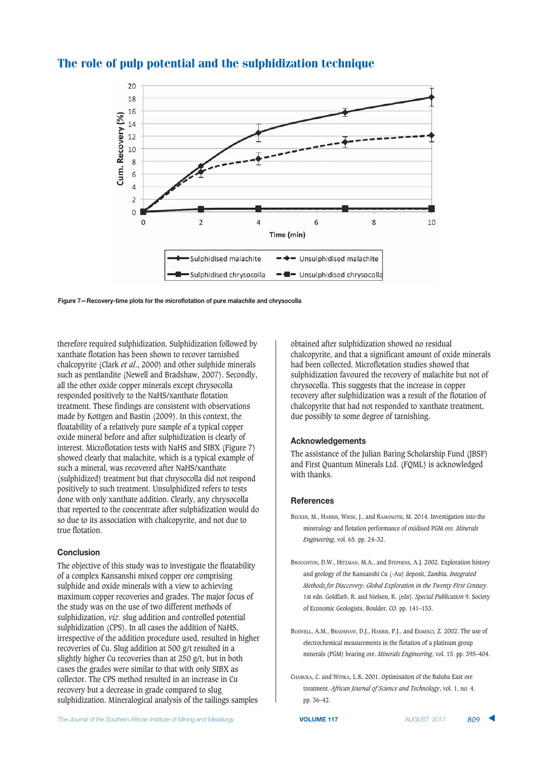Figure 7—Recovery-time plots for the microflotation of pure malachite and chrysocolla

therefore required sulphidization. Sulphidization followed by xanthate flotation has been shown to recover tarnished chalcopyrite (Clark *et al*., 2000) and other sulphide minerals such as pentlandite (Newell and Bradshaw, 2007). Secondly, all the other oxide copper minerals except chrysocolla responded positively to the NaHS/xanthate flotation treatment. These findings are consistent with observations made by Kottgen and Bastin (2009). In this context, the floatability of a relatively pure sample of a typical copper oxide mineral before and after sulphidization is clearly of interest. Microflotation tests with NaHS and SIBX (Figure 7) showed clearly that malachite, which is a typical example of such a mineral, was recovered after NaHS/xanthate (sulphidized) treatment but that chrysocolla did not respond positively to such treatment. Unsulphidized refers to tests done with only xanthate addition. Clearly, any chrysocolla that reported to the concentrate after sulphidization would do so due to its association with chalcopyrite, and not due to true flotation.

## Conclusion

The objective of this study was to investigate the floatability of a complex Kansanshi mixed copper ore comprising sulphide and oxide minerals with a view to achieving maximum copper recoveries and grades. The major focus of the study was on the use of two different methods of sulphidization, *viz.* slug addition and controlled potential sulphidization (CPS). In all cases the addition of NaHS, irrespective of the addition procedure used, resulted in higher recoveries of Cu. Slug addition at 500 g/t resulted in a slightly higher Cu recoveries than at 250 g/t, but in both cases the grades were similar to that with only SIBX as collector. The CPS method resulted in an increase in Cu recovery but a decrease in grade compared to slug sulphidization. Mineralogical analysis of the tailings samples obtained after sulphidization showed no residual chalcopyrite, and that a significant amount of oxide minerals had been collected. Microflotation studies showed that sulphidization favoured the recovery of malachite but not of chrysocolla. This suggests that the increase in copper recovery after sulphidization was a result of the flotation of chalcopyrite that had not responded to xanthate treatment, due possibly to some degree of tarnishing.

## Acknowledgements

The assistance of the Julian Baring Scholarship Fund (JBSF) and First Quantum Minerals Ltd. (FQML) is acknowledged with thanks.

## References

Becker, M., Harris, Wiese, J., and Ramonotsi, M. 2014. Investigation into the mineralogy and flotation performance of oxidised PGM ore. *Minerals Engineering*, vol. 65. pp. 24–32.

Broughton, D.W., Hitzman, M.A., and Stephens, A.J. 2002. Exploration history and geology of the Kansanshi Cu (-Au) deposit, Zambia. *Integrated Methods for Disccovery: Global Exploration in the Twenty First Century*. 1st edn. Goldfarb, R. and Nielsen, R. (eds). *Special Publication* 9. Society of Economic Geologists, Boulder, CO. pp. 141–153.

Buswell, A.M., Bradshaw, D.J., Harris, P.J., and Ekmekci, Z. 2002. The use of electrochemical measurements in the flotation of a platinum group minerals (PGM) bearing ore. *Minerals Engineering*, vol. 15. pp. 395–404.

Chabuka, C. and Witika, L.K. 2001. Optimisation of the Baluba East ore treatment. *African Journal of Science and Technology*, vol. 1, no. 4. pp. 36–42.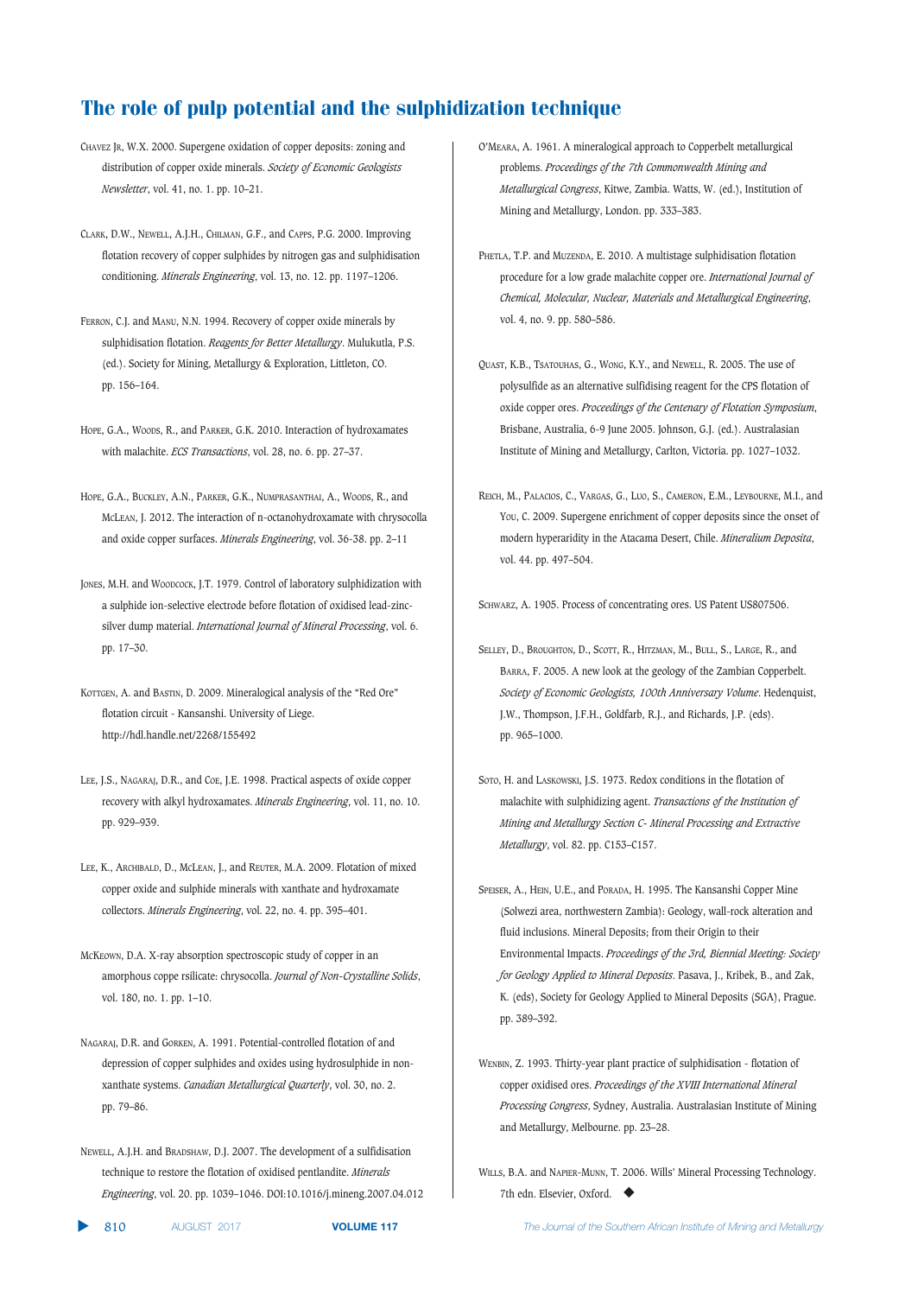Chavez Jr, W.X. 2000. Supergene oxidation of copper deposits: zoning and distribution of copper oxide minerals. *Society of Economic Geologists Newsletter*, vol. 41, no. 1. pp. 10–21.

Clark, D.W., Newell, A.J.H., Chilman, G.F., and Capps, P.G. 2000. Improving flotation recovery of copper sulphides by nitrogen gas and sulphidisation conditioning. *Minerals Engineering*, vol. 13, no. 12. pp. 1197–1206.

Ferron, C.J. and Manu, N.N. 1994. Recovery of copper oxide minerals by sulphidisation flotation. *Reagents for Better Metallurgy*. Mulukutla, P.S. (ed.). Society for Mining, Metallurgy & Exploration, Littleton, CO. pp. 156–164.

Hope, G.A., Woods, R., and Parker, G.K. 2010. Interaction of hydroxamates with malachite. *ECS Transactions*, vol. 28, no. 6. pp. 27–37.

Hope, G.A., Buckley, A.N., Parker, G.K., Numprasanthai, A., Woods, R., and McLean, J. 2012. The interaction of n-octanohydroxamate with chrysocolla and oxide copper surfaces. *Minerals Engineering*, vol. 36-38. pp. 2–11

Jones, M.H. and Woodcock, J.T. 1979. Control of laboratory sulphidization with a sulphide ion-selective electrode before flotation of oxidised lead-zinc-silver dump material. *International Journal of Mineral Processing*, vol. 6. pp. 17–30.

Kottgen, A. and Bastin, D. 2009. Mineralogical analysis of the "Red Ore" flotation circuit - Kansanshi. University of Liege. http://hdl.handle.net/2268/155492

Lee, J.S., Nagaraj, D.R., and Coe, J.E. 1998. Practical aspects of oxide copper recovery with alkyl hydroxamates. *Minerals Engineering*, vol. 11, no. 10. pp. 929–939.

Lee, K., Archibald, D., McLean, J., and Reuter, M.A. 2009. Flotation of mixed copper oxide and sulphide minerals with xanthate and hydroxamate collectors. *Minerals Engineering*, vol. 22, no. 4. pp. 395–401.

McKeown, D.A. X-ray absorption spectroscopic study of copper in an amorphous coppe rsilicate: chrysocolla. *Journal of Non-Crystalline Solids*, vol. 180, no. 1. pp. 1–10.

Nagaraj, D.R. and Gorken, A. 1991. Potential-controlled flotation of and depression of copper sulphides and oxides using hydrosulphide in non-xanthate systems. *Canadian Metallurgical Quarterly*, vol. 30, no. 2. pp. 79–86.

Newell, A.J.H. and Bradshaw, D.J. 2007. The development of a sulfidisation technique to restore the flotation of oxidised pentlandite. *Minerals Engineering*, vol. 20. pp. 1039–1046. DOI:10.1016/j.mineng.2007.04.012

O'Meara, A. 1961. A mineralogical approach to Copperbelt metallurgical problems. *Proceedings of the 7th Commonwealth Mining and Metallurgical Congress*, Kitwe, Zambia. Watts, W. (ed.), Institution of Mining and Metallurgy, London. pp. 333–383.

Phetla, T.P. and Muzenda, E. 2010. A multistage sulphidisation flotation procedure for a low grade malachite copper ore. *International Journal of Chemical, Molecular, Nuclear, Materials and Metallurgical Engineering*, vol. 4, no. 9. pp. 580–586.

Quast, K.B., Tsatouhas, G., Wong, K.Y., and Newell, R. 2005. The use of polysulfide as an alternative sulfidising reagent for the CPS flotation of oxide copper ores. *Proceedings of the Centenary of Flotation Symposium*, Brisbane, Australia, 6-9 June 2005. Johnson, G.J. (ed.). Australasian Institute of Mining and Metallurgy, Carlton, Victoria. pp. 1027–1032.

Reich, M., Palacios, C., Vargas, G., Luo, S., Cameron, E.M., Leybourne, M.I., and You, C. 2009. Supergene enrichment of copper deposits since the onset of modern hyperaridity in the Atacama Desert, Chile. *Mineralium Deposita*, vol. 44. pp. 497–504.

Schwarz, A. 1905. Process of concentrating ores. US Patent US807506.

Selley, D., Broughton, D., Scott, R., Hitzman, M., Bull, S., Large, R., and Barra, F. 2005. A new look at the geology of the Zambian Copperbelt. *Society of Economic Geologists, 100th Anniversary Volume*. Hedenquist, J.W., Thompson, J.F.H., Goldfarb, R.J., and Richards, J.P. (eds). pp. 965–1000.

Soto, H. and Laskowski, J.S. 1973. Redox conditions in the flotation of malachite with sulphidizing agent. *Transactions of the Institution of Mining and Metallurgy Section C- Mineral Processing and Extractive Metallurgy*, vol. 82. pp. C153–C157.

Speiser, A., Hein, U.E., and Porada, H. 1995. The Kansanshi Copper Mine (Solwezi area, northwestern Zambia): Geology, wall-rock alteration and fluid inclusions. Mineral Deposits; from their Origin to their Environmental Impacts. *Proceedings of the 3rd, Biennial Meeting: Society for Geology Applied to Mineral Deposits*. Pasava, J., Kribek, B., and Zak, K. (eds), Society for Geology Applied to Mineral Deposits (SGA), Prague. pp. 389–392.

Wenbin, Z. 1993. Thirty-year plant practice of sulphidisation - flotation of copper oxidised ores. *Proceedings of the XVIII International Mineral Processing Congress*, Sydney, Australia. Australasian Institute of Mining and Metallurgy, Melbourne. pp. 23–28.

Wills, B.A. and Napier-Munn, T. 2006. Wills' Mineral Processing Technology. 7th edn. Elsevier, Oxford. ◆